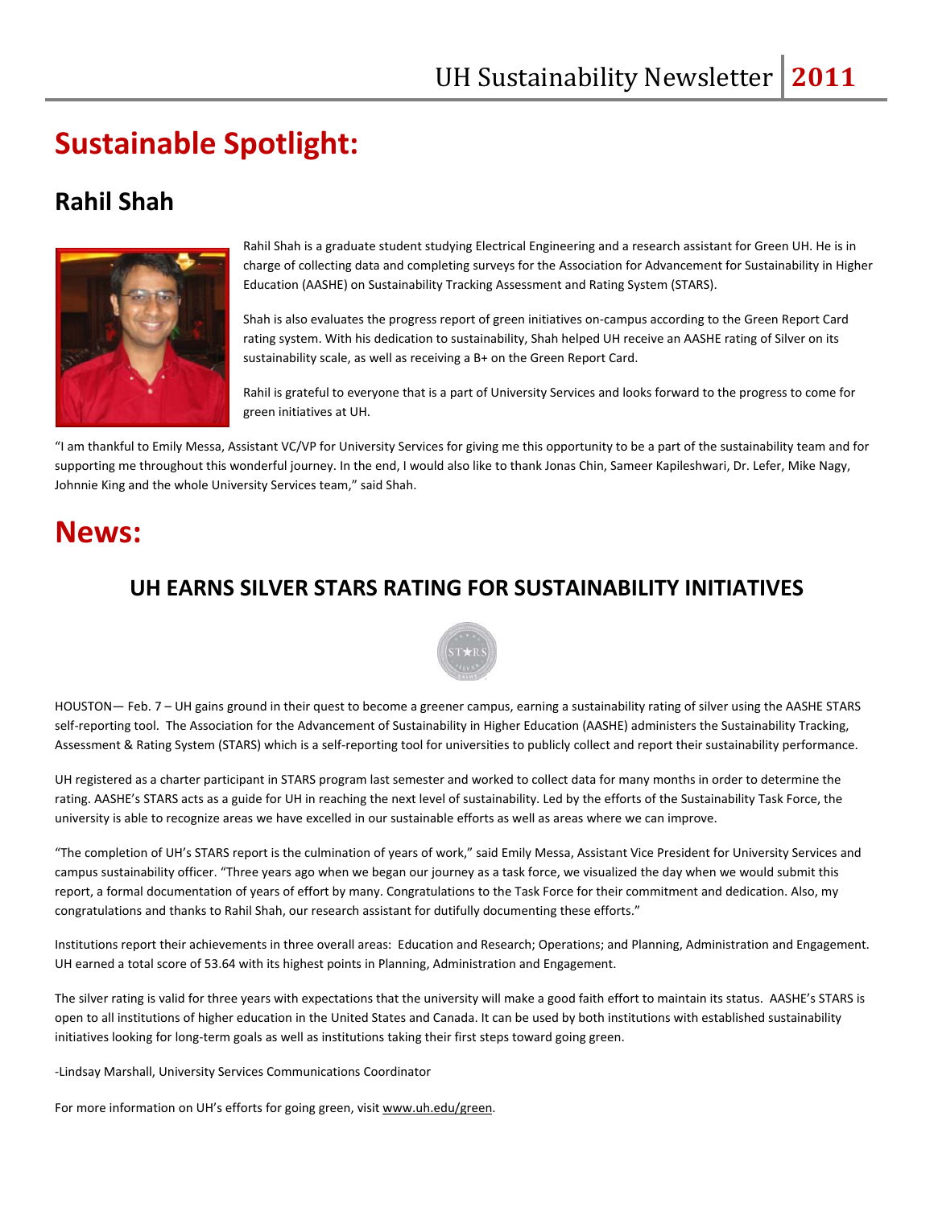# Sustainable Spotlight:

## Rahil Shah

Rahil Shah is a graduate student studying Electrical Engineering and a research assistant for Green UH. He is in charge of collecting data and completing surveys for the Association for Advancement for Sustainability in Higher Education (AASHE) on Sustainability Tracking Assessment and Rating System (STARS).

Shah is also evaluates the progress report of green initiatives on-campus according to the Green Report Card rating system. With his dedication to sustainability, Shah helped UH receive an AASHE rating of Silver on its sustainability scale, as well as receiving a B+ on the Green Report Card.

Rahil is grateful to everyone that is a part of University Services and looks forward to the progress to come for green initiatives at UH.

"I am thankful to Emily Messa, Assistant VC/VP for University Services for giving me this opportunity to be a part of the sustainability team and for supporting me throughout this wonderful journey. In the end, I would also like to thank Jonas Chin, Sameer Kapileshwari, Dr. Lefer, Mike Nagy, Johnnie King and the whole University Services team," said Shah.

# News:

## UH EARNS SILVER STARS RATING FOR SUSTAINABILITY INITIATIVES

HOUSTON— Feb. 7 – UH gains ground in their quest to become a greener campus, earning a sustainability rating of silver using the AASHE STARS self-reporting tool. The Association for the Advancement of Sustainability in Higher Education (AASHE) administers the Sustainability Tracking, Assessment & Rating System (STARS) which is a self-reporting tool for universities to publicly collect and report their sustainability performance.

UH registered as a charter participant in STARS program last semester and worked to collect data for many months in order to determine the rating. AASHE's STARS acts as a guide for UH in reaching the next level of sustainability. Led by the efforts of the Sustainability Task Force, the university is able to recognize areas we have excelled in our sustainable efforts as well as areas where we can improve.

"The completion of UH's STARS report is the culmination of years of work," said Emily Messa, Assistant Vice President for University Services and campus sustainability officer. "Three years ago when we began our journey as a task force, we visualized the day when we would submit this report, a formal documentation of years of effort by many. Congratulations to the Task Force for their commitment and dedication. Also, my congratulations and thanks to Rahil Shah, our research assistant for dutifully documenting these efforts."

Institutions report their achievements in three overall areas: Education and Research; Operations; and Planning, Administration and Engagement. UH earned a total score of 53.64 with its highest points in Planning, Administration and Engagement.

The silver rating is valid for three years with expectations that the university will make a good faith effort to maintain its status. AASHE's STARS is open to all institutions of higher education in the United States and Canada. It can be used by both institutions with established sustainability initiatives looking for long-term goals as well as institutions taking their first steps toward going green.

-Lindsay Marshall, University Services Communications Coordinator

For more information on UH's efforts for going green, visit www.uh.edu/green.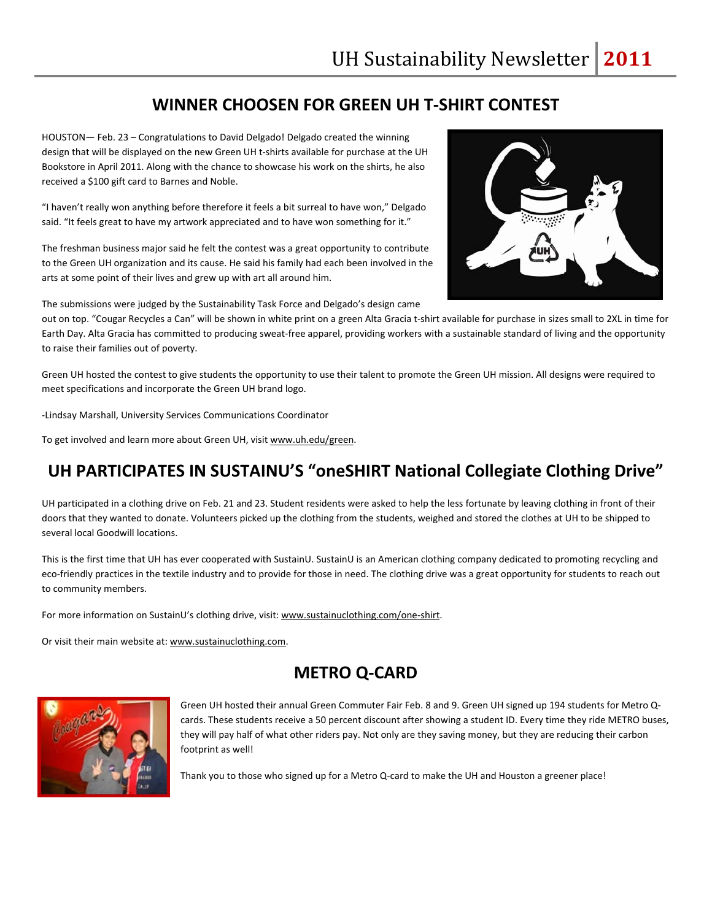## WINNER CHOOSEN FOR GREEN UH T-SHIRT CONTEST

HOUSTON— Feb. 23 – Congratulations to David Delgado! Delgado created the winning design that will be displayed on the new Green UH t-shirts available for purchase at the UH Bookstore in April 2011. Along with the chance to showcase his work on the shirts, he also received a $100 gift card to Barnes and Noble.

"I haven't really won anything before therefore it feels a bit surreal to have won," Delgado said. "It feels great to have my artwork appreciated and to have won something for it."

The freshman business major said he felt the contest was a great opportunity to contribute to the Green UH organization and its cause. He said his family had each been involved in the arts at some point of their lives and grew up with art all around him.

The submissions were judged by the Sustainability Task Force and Delgado's design came out on top. "Cougar Recycles a Can" will be shown in white print on a green Alta Gracia t-shirt available for purchase in sizes small to 2XL in time for Earth Day. Alta Gracia has committed to producing sweat-free apparel, providing workers with a sustainable standard of living and the opportunity to raise their families out of poverty.

Green UH hosted the contest to give students the opportunity to use their talent to promote the Green UH mission. All designs were required to meet specifications and incorporate the Green UH brand logo.

-Lindsay Marshall, University Services Communications Coordinator

To get involved and learn more about Green UH, visit www.uh.edu/green.

## UH PARTICIPATES IN SUSTAINU'S "oneSHIRT National Collegiate Clothing Drive"

UH participated in a clothing drive on Feb. 21 and 23. Student residents were asked to help the less fortunate by leaving clothing in front of their doors that they wanted to donate. Volunteers picked up the clothing from the students, weighed and stored the clothes at UH to be shipped to several local Goodwill locations.

This is the first time that UH has ever cooperated with SustainU. SustainU is an American clothing company dedicated to promoting recycling and eco-friendly practices in the textile industry and to provide for those in need. The clothing drive was a great opportunity for students to reach out to community members.

For more information on SustainU's clothing drive, visit: www.sustainuclothing.com/one-shirt.

Or visit their main website at: www.sustainuclothing.com.

## METRO Q-CARD

Green UH hosted their annual Green Commuter Fair Feb. 8 and 9. Green UH signed up 194 students for Metro Q-cards. These students receive a 50 percent discount after showing a student ID. Every time they ride METRO buses, they will pay half of what other riders pay. Not only are they saving money, but they are reducing their carbon footprint as well!

Thank you to those who signed up for a Metro Q-card to make the UH and Houston a greener place!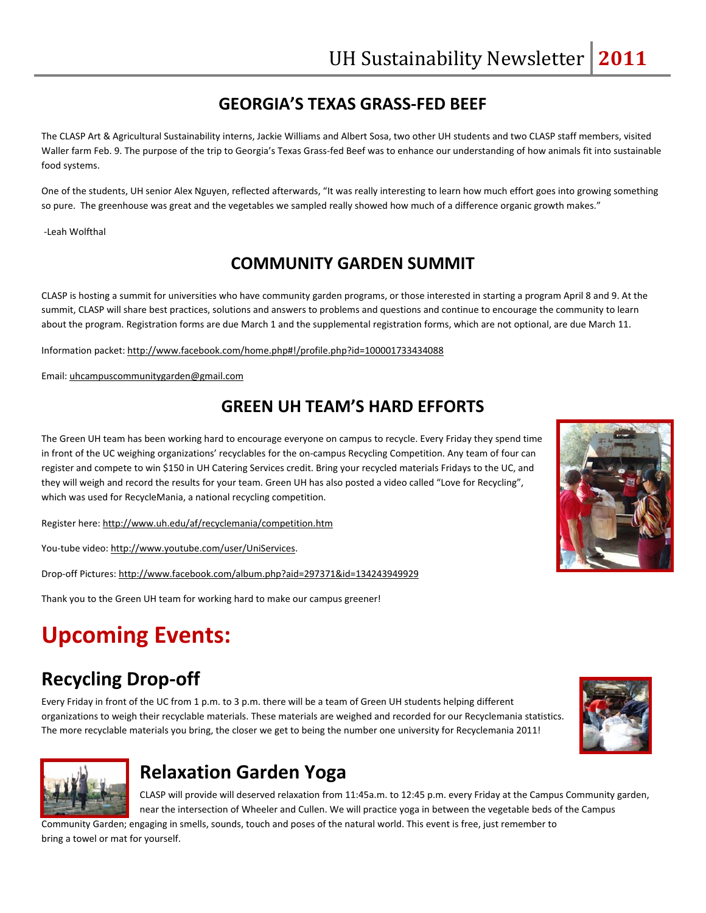## GEORGIA'S TEXAS GRASS-FED BEEF

The CLASP Art & Agricultural Sustainability interns, Jackie Williams and Albert Sosa, two other UH students and two CLASP staff members, visited Waller farm Feb. 9. The purpose of the trip to Georgia's Texas Grass-fed Beef was to enhance our understanding of how animals fit into sustainable food systems.

One of the students, UH senior Alex Nguyen, reflected afterwards, "It was really interesting to learn how much effort goes into growing something so pure. The greenhouse was great and the vegetables we sampled really showed how much of a difference organic growth makes."

-Leah Wolfthal

## COMMUNITY GARDEN SUMMIT

CLASP is hosting a summit for universities who have community garden programs, or those interested in starting a program April 8 and 9. At the summit, CLASP will share best practices, solutions and answers to problems and questions and continue to encourage the community to learn about the program. Registration forms are due March 1 and the supplemental registration forms, which are not optional, are due March 11.

Information packet: http://www.facebook.com/home.php#!/profile.php?id=100001733434088

Email: uhcampuscommunitygarden@gmail.com

## GREEN UH TEAM'S HARD EFFORTS

The Green UH team has been working hard to encourage everyone on campus to recycle. Every Friday they spend time in front of the UC weighing organizations' recyclables for the on-campus Recycling Competition. Any team of four can register and compete to win $150 in UH Catering Services credit. Bring your recycled materials Fridays to the UC, and they will weigh and record the results for your team. Green UH has also posted a video called "Love for Recycling", which was used for RecycleMania, a national recycling competition.

Register here: http://www.uh.edu/af/recyclemania/competition.htm

You-tube video: http://www.youtube.com/user/UniServices.

Drop-off Pictures: http://www.facebook.com/album.php?aid=297371&id=134243949929

Thank you to the Green UH team for working hard to make our campus greener!

# Upcoming Events:

## Recycling Drop-off

Every Friday in front of the UC from 1 p.m. to 3 p.m. there will be a team of Green UH students helping different organizations to weigh their recyclable materials. These materials are weighed and recorded for our Recyclemania statistics. The more recyclable materials you bring, the closer we get to being the number one university for Recyclemania 2011!

## Relaxation Garden Yoga

CLASP will provide will deserved relaxation from 11:45a.m. to 12:45 p.m. every Friday at the Campus Community garden, near the intersection of Wheeler and Cullen. We will practice yoga in between the vegetable beds of the Campus Community Garden; engaging in smells, sounds, touch and poses of the natural world. This event is free, just remember to bring a towel or mat for yourself.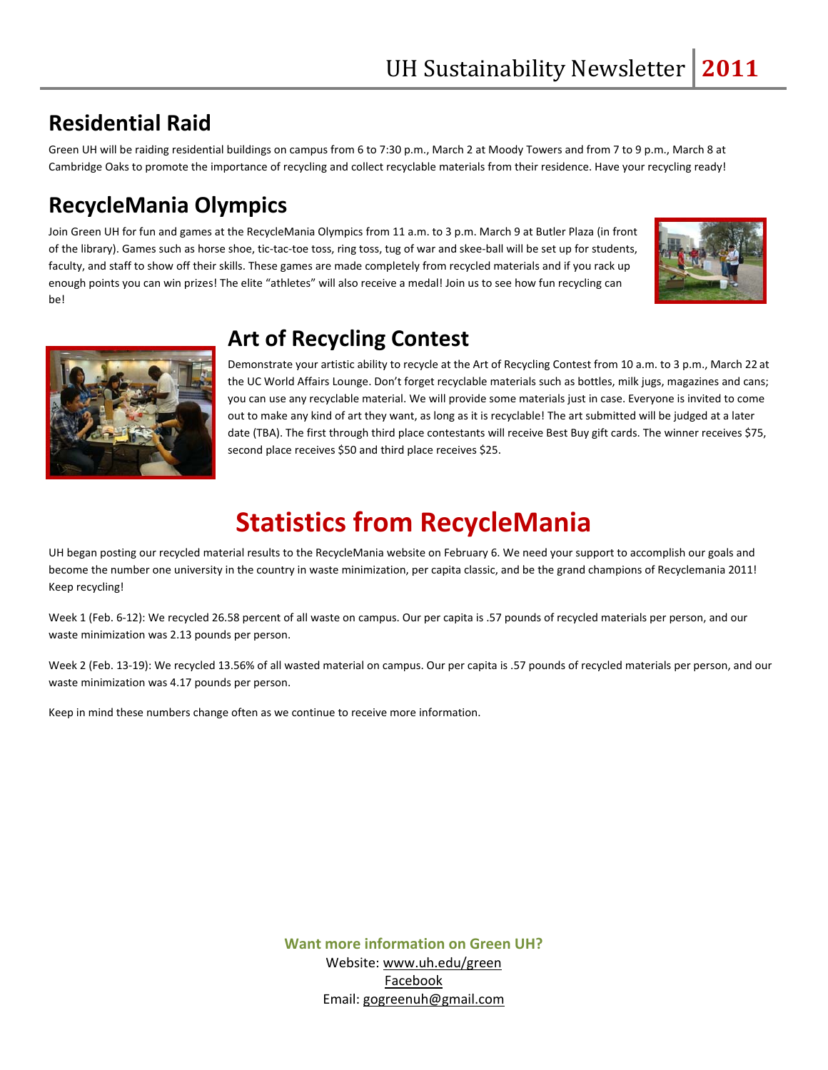## Residential Raid

Green UH will be raiding residential buildings on campus from 6 to 7:30 p.m., March 2 at Moody Towers and from 7 to 9 p.m., March 8 at Cambridge Oaks to promote the importance of recycling and collect recyclable materials from their residence. Have your recycling ready!

## RecycleMania Olympics

Join Green UH for fun and games at the RecycleMania Olympics from 11 a.m. to 3 p.m. March 9 at Butler Plaza (in front of the library). Games such as horse shoe, tic-tac-toe toss, ring toss, tug of war and skee-ball will be set up for students, faculty, and staff to show off their skills. These games are made completely from recycled materials and if you rack up enough points you can win prizes! The elite "athletes" will also receive a medal! Join us to see how fun recycling can be!

## Art of Recycling Contest

Demonstrate your artistic ability to recycle at the Art of Recycling Contest from 10 a.m. to 3 p.m., March 22 at the UC World Affairs Lounge. Don't forget recyclable materials such as bottles, milk jugs, magazines and cans; you can use any recyclable material. We will provide some materials just in case. Everyone is invited to come out to make any kind of art they want, as long as it is recyclable! The art submitted will be judged at a later date (TBA). The first through third place contestants will receive Best Buy gift cards. The winner receives $75, second place receives $50 and third place receives $25.

# Statistics from RecycleMania

UH began posting our recycled material results to the RecycleMania website on February 6. We need your support to accomplish our goals and become the number one university in the country in waste minimization, per capita classic, and be the grand champions of Recyclemania 2011! Keep recycling!

Week 1 (Feb. 6-12): We recycled 26.58 percent of all waste on campus. Our per capita is .57 pounds of recycled materials per person, and our waste minimization was 2.13 pounds per person.

Week 2 (Feb. 13-19): We recycled 13.56% of all wasted material on campus. Our per capita is .57 pounds of recycled materials per person, and our waste minimization was 4.17 pounds per person.

Keep in mind these numbers change often as we continue to receive more information.

**Want more information on Green UH?**

Website: www.uh.edu/green

Facebook

Email: gogreenuh@gmail.com